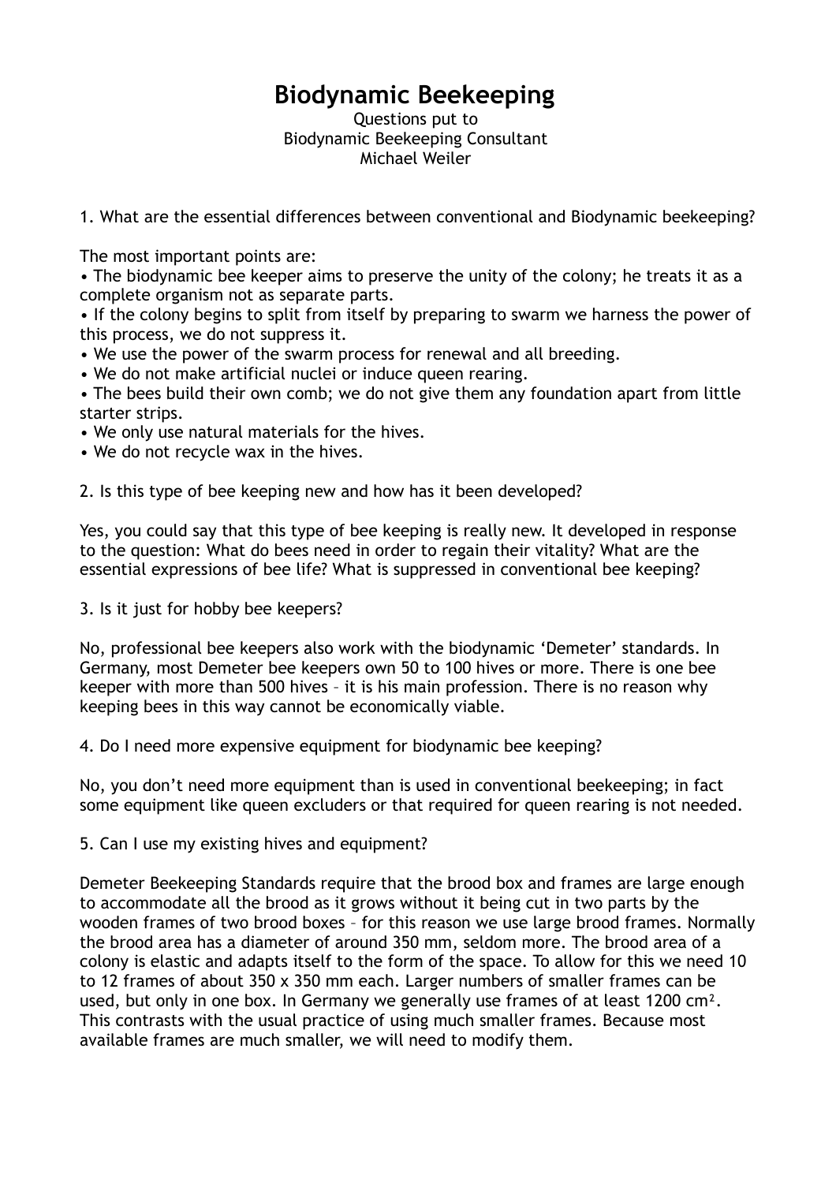# Biodynamic Beekeeping

Questions put to
Biodynamic Beekeeping Consultant
Michael Weiler

1. What are the essential differences between conventional and Biodynamic beekeeping?

The most important points are:

- The biodynamic bee keeper aims to preserve the unity of the colony; he treats it as a complete organism not as separate parts.
- If the colony begins to split from itself by preparing to swarm we harness the power of this process, we do not suppress it.
- We use the power of the swarm process for renewal and all breeding.
- We do not make artificial nuclei or induce queen rearing.
- The bees build their own comb; we do not give them any foundation apart from little starter strips.
- We only use natural materials for the hives.
- We do not recycle wax in the hives.

2. Is this type of bee keeping new and how has it been developed?

Yes, you could say that this type of bee keeping is really new. It developed in response to the question: What do bees need in order to regain their vitality? What are the essential expressions of bee life? What is suppressed in conventional bee keeping?

3. Is it just for hobby bee keepers?

No, professional bee keepers also work with the biodynamic 'Demeter' standards. In Germany, most Demeter bee keepers own 50 to 100 hives or more. There is one bee keeper with more than 500 hives – it is his main profession. There is no reason why keeping bees in this way cannot be economically viable.

4. Do I need more expensive equipment for biodynamic bee keeping?

No, you don't need more equipment than is used in conventional beekeeping; in fact some equipment like queen excluders or that required for queen rearing is not needed.

5. Can I use my existing hives and equipment?

Demeter Beekeeping Standards require that the brood box and frames are large enough to accommodate all the brood as it grows without it being cut in two parts by the wooden frames of two brood boxes – for this reason we use large brood frames. Normally the brood area has a diameter of around 350 mm, seldom more. The brood area of a colony is elastic and adapts itself to the form of the space. To allow for this we need 10 to 12 frames of about 350 x 350 mm each. Larger numbers of smaller frames can be used, but only in one box. In Germany we generally use frames of at least 1200 $cm^2$. This contrasts with the usual practice of using much smaller frames. Because most available frames are much smaller, we will need to modify them.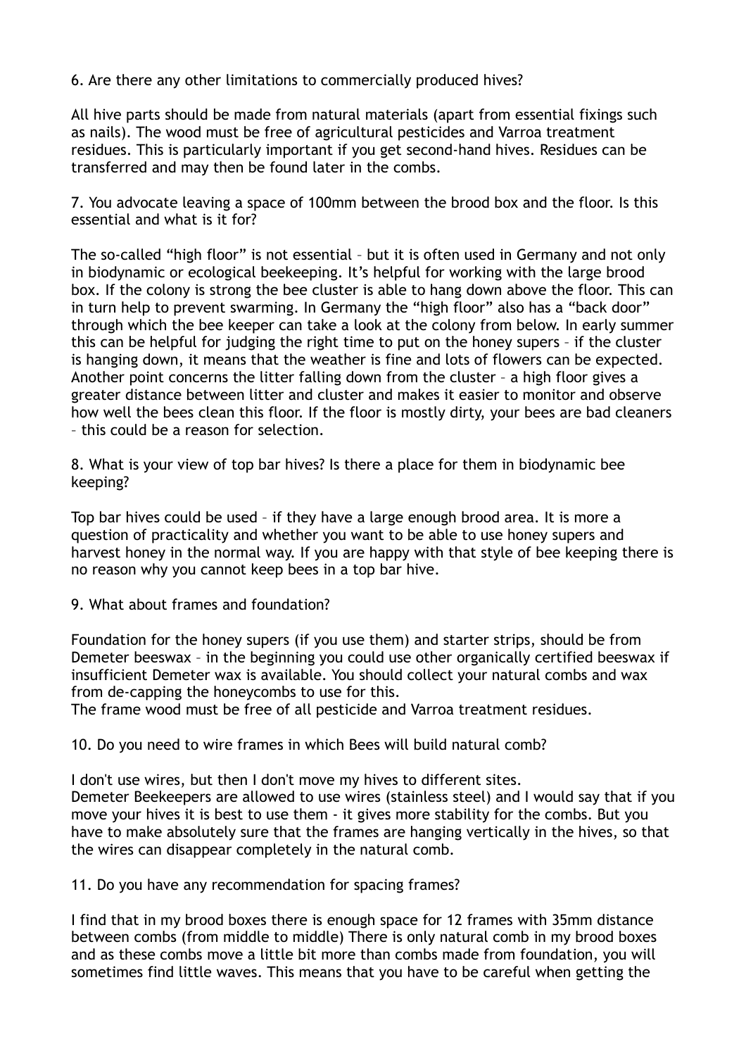6. Are there any other limitations to commercially produced hives?

All hive parts should be made from natural materials (apart from essential fixings such as nails). The wood must be free of agricultural pesticides and Varroa treatment residues. This is particularly important if you get second-hand hives. Residues can be transferred and may then be found later in the combs.

7. You advocate leaving a space of 100mm between the brood box and the floor. Is this essential and what is it for?

The so-called "high floor" is not essential – but it is often used in Germany and not only in biodynamic or ecological beekeeping. It's helpful for working with the large brood box. If the colony is strong the bee cluster is able to hang down above the floor. This can in turn help to prevent swarming. In Germany the "high floor" also has a "back door" through which the bee keeper can take a look at the colony from below. In early summer this can be helpful for judging the right time to put on the honey supers – if the cluster is hanging down, it means that the weather is fine and lots of flowers can be expected. Another point concerns the litter falling down from the cluster – a high floor gives a greater distance between litter and cluster and makes it easier to monitor and observe how well the bees clean this floor. If the floor is mostly dirty, your bees are bad cleaners – this could be a reason for selection.

8. What is your view of top bar hives? Is there a place for them in biodynamic bee keeping?

Top bar hives could be used – if they have a large enough brood area. It is more a question of practicality and whether you want to be able to use honey supers and harvest honey in the normal way. If you are happy with that style of bee keeping there is no reason why you cannot keep bees in a top bar hive.

9. What about frames and foundation?

Foundation for the honey supers (if you use them) and starter strips, should be from Demeter beeswax – in the beginning you could use other organically certified beeswax if insufficient Demeter wax is available. You should collect your natural combs and wax from de-capping the honeycombs to use for this.
The frame wood must be free of all pesticide and Varroa treatment residues.

10. Do you need to wire frames in which Bees will build natural comb?

I don't use wires, but then I don't move my hives to different sites.
Demeter Beekeepers are allowed to use wires (stainless steel) and I would say that if you move your hives it is best to use them - it gives more stability for the combs. But you have to make absolutely sure that the frames are hanging vertically in the hives, so that the wires can disappear completely in the natural comb.

11. Do you have any recommendation for spacing frames?

I find that in my brood boxes there is enough space for 12 frames with 35mm distance between combs (from middle to middle) There is only natural comb in my brood boxes and as these combs move a little bit more than combs made from foundation, you will sometimes find little waves. This means that you have to be careful when getting the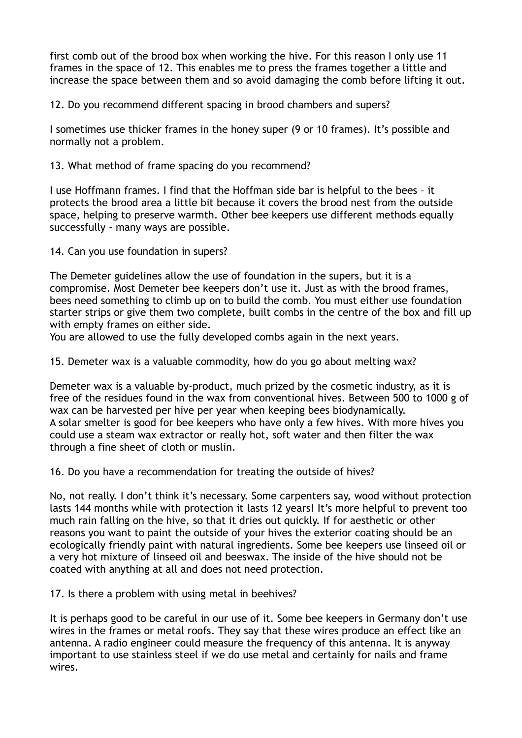first comb out of the brood box when working the hive. For this reason I only use 11 frames in the space of 12. This enables me to press the frames together a little and increase the space between them and so avoid damaging the comb before lifting it out.

12. Do you recommend different spacing in brood chambers and supers?

I sometimes use thicker frames in the honey super (9 or 10 frames). It's possible and normally not a problem.

13. What method of frame spacing do you recommend?

I use Hoffmann frames. I find that the Hoffman side bar is helpful to the bees – it protects the brood area a little bit because it covers the brood nest from the outside space, helping to preserve warmth. Other bee keepers use different methods equally successfully - many ways are possible.

14. Can you use foundation in supers?

The Demeter guidelines allow the use of foundation in the supers, but it is a compromise. Most Demeter bee keepers don't use it. Just as with the brood frames, bees need something to climb up on to build the comb. You must either use foundation starter strips or give them two complete, built combs in the centre of the box and fill up with empty frames on either side.
You are allowed to use the fully developed combs again in the next years.

15. Demeter wax is a valuable commodity, how do you go about melting wax?

Demeter wax is a valuable by-product, much prized by the cosmetic industry, as it is free of the residues found in the wax from conventional hives. Between 500 to 1000 g of wax can be harvested per hive per year when keeping bees biodynamically.
A solar smelter is good for bee keepers who have only a few hives. With more hives you could use a steam wax extractor or really hot, soft water and then filter the wax through a fine sheet of cloth or muslin.

16. Do you have a recommendation for treating the outside of hives?

No, not really. I don't think it's necessary. Some carpenters say, wood without protection lasts 144 months while with protection it lasts 12 years! It's more helpful to prevent too much rain falling on the hive, so that it dries out quickly. If for aesthetic or other reasons you want to paint the outside of your hives the exterior coating should be an ecologically friendly paint with natural ingredients. Some bee keepers use linseed oil or a very hot mixture of linseed oil and beeswax. The inside of the hive should not be coated with anything at all and does not need protection.

17. Is there a problem with using metal in beehives?

It is perhaps good to be careful in our use of it. Some bee keepers in Germany don't use wires in the frames or metal roofs. They say that these wires produce an effect like an antenna. A radio engineer could measure the frequency of this antenna. It is anyway important to use stainless steel if we do use metal and certainly for nails and frame wires.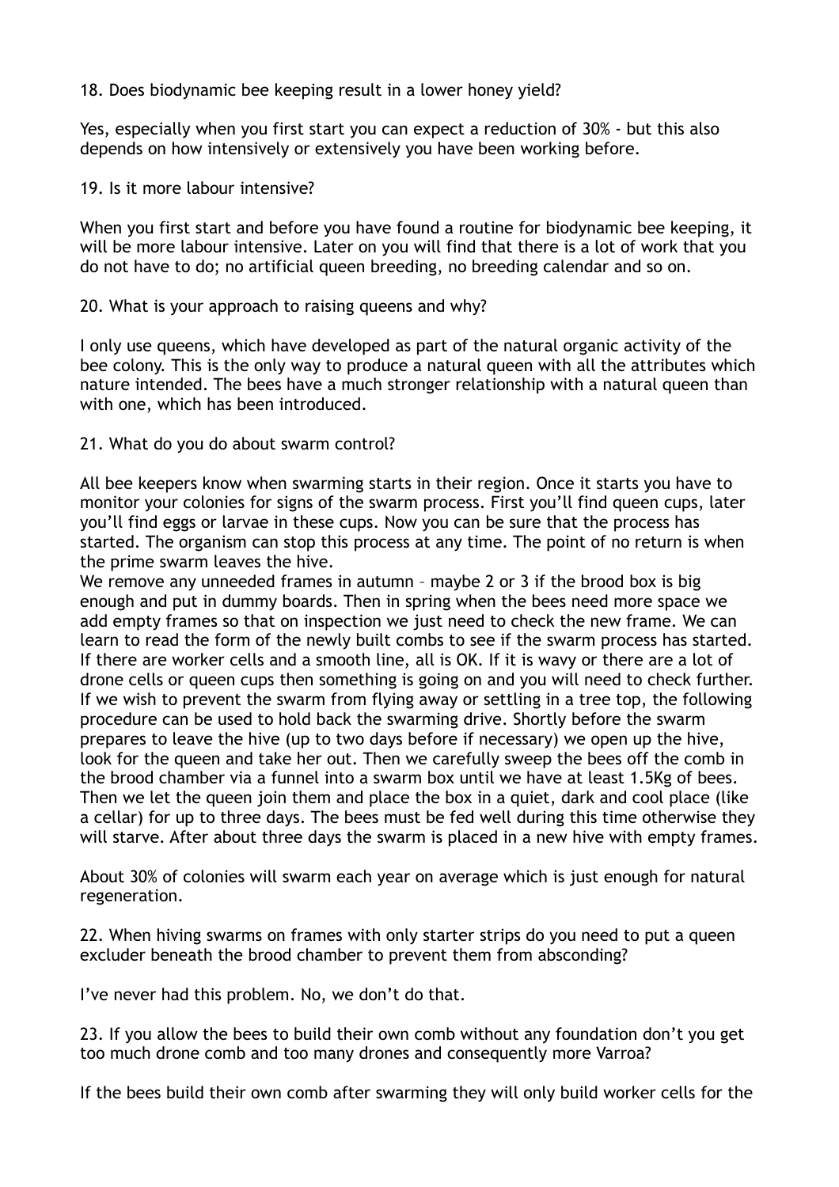18. Does biodynamic bee keeping result in a lower honey yield?

Yes, especially when you first start you can expect a reduction of 30% - but this also depends on how intensively or extensively you have been working before.

19. Is it more labour intensive?

When you first start and before you have found a routine for biodynamic bee keeping, it will be more labour intensive. Later on you will find that there is a lot of work that you do not have to do; no artificial queen breeding, no breeding calendar and so on.

20. What is your approach to raising queens and why?

I only use queens, which have developed as part of the natural organic activity of the bee colony. This is the only way to produce a natural queen with all the attributes which nature intended. The bees have a much stronger relationship with a natural queen than with one, which has been introduced.

21. What do you do about swarm control?

All bee keepers know when swarming starts in their region. Once it starts you have to monitor your colonies for signs of the swarm process. First you'll find queen cups, later you'll find eggs or larvae in these cups. Now you can be sure that the process has started. The organism can stop this process at any time. The point of no return is when the prime swarm leaves the hive.
We remove any unneeded frames in autumn – maybe 2 or 3 if the brood box is big enough and put in dummy boards. Then in spring when the bees need more space we add empty frames so that on inspection we just need to check the new frame. We can learn to read the form of the newly built combs to see if the swarm process has started. If there are worker cells and a smooth line, all is OK. If it is wavy or there are a lot of drone cells or queen cups then something is going on and you will need to check further. If we wish to prevent the swarm from flying away or settling in a tree top, the following procedure can be used to hold back the swarming drive. Shortly before the swarm prepares to leave the hive (up to two days before if necessary) we open up the hive, look for the queen and take her out. Then we carefully sweep the bees off the comb in the brood chamber via a funnel into a swarm box until we have at least 1.5Kg of bees. Then we let the queen join them and place the box in a quiet, dark and cool place (like a cellar) for up to three days. The bees must be fed well during this time otherwise they will starve. After about three days the swarm is placed in a new hive with empty frames.

About 30% of colonies will swarm each year on average which is just enough for natural regeneration.

22. When hiving swarms on frames with only starter strips do you need to put a queen excluder beneath the brood chamber to prevent them from absconding?

I've never had this problem. No, we don't do that.

23. If you allow the bees to build their own comb without any foundation don't you get too much drone comb and too many drones and consequently more Varroa?

If the bees build their own comb after swarming they will only build worker cells for the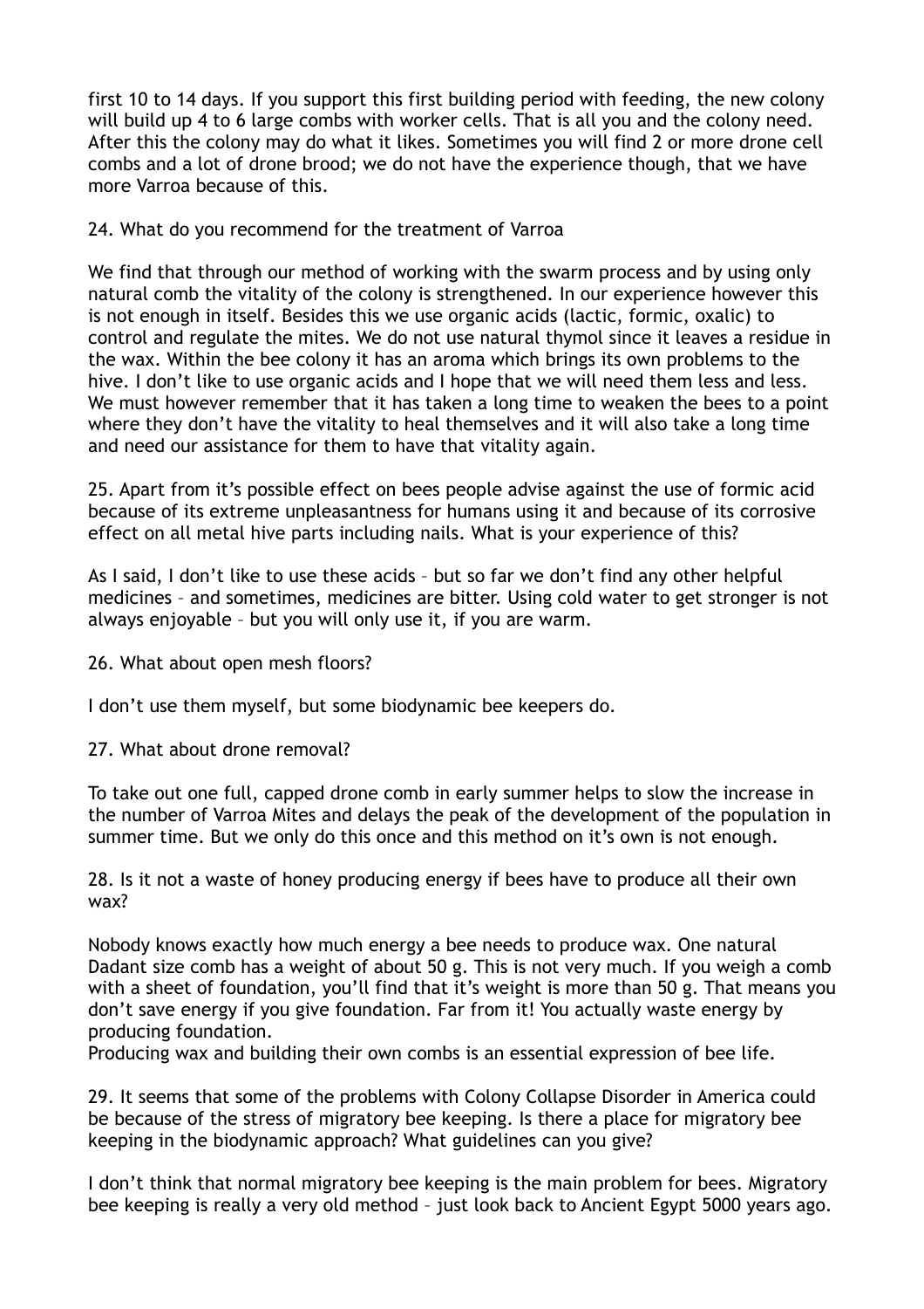first 10 to 14 days. If you support this first building period with feeding, the new colony will build up 4 to 6 large combs with worker cells. That is all you and the colony need. After this the colony may do what it likes. Sometimes you will find 2 or more drone cell combs and a lot of drone brood; we do not have the experience though, that we have more Varroa because of this.

24. What do you recommend for the treatment of Varroa

We find that through our method of working with the swarm process and by using only natural comb the vitality of the colony is strengthened. In our experience however this is not enough in itself. Besides this we use organic acids (lactic, formic, oxalic) to control and regulate the mites. We do not use natural thymol since it leaves a residue in the wax. Within the bee colony it has an aroma which brings its own problems to the hive. I don't like to use organic acids and I hope that we will need them less and less. We must however remember that it has taken a long time to weaken the bees to a point where they don't have the vitality to heal themselves and it will also take a long time and need our assistance for them to have that vitality again.

25. Apart from it's possible effect on bees people advise against the use of formic acid because of its extreme unpleasantness for humans using it and because of its corrosive effect on all metal hive parts including nails. What is your experience of this?

As I said, I don't like to use these acids – but so far we don't find any other helpful medicines – and sometimes, medicines are bitter. Using cold water to get stronger is not always enjoyable – but you will only use it, if you are warm.

26. What about open mesh floors?

I don't use them myself, but some biodynamic bee keepers do.

27. What about drone removal?

To take out one full, capped drone comb in early summer helps to slow the increase in the number of Varroa Mites and delays the peak of the development of the population in summer time. But we only do this once and this method on it's own is not enough.

28. Is it not a waste of honey producing energy if bees have to produce all their own wax?

Nobody knows exactly how much energy a bee needs to produce wax. One natural Dadant size comb has a weight of about 50 g. This is not very much. If you weigh a comb with a sheet of foundation, you'll find that it's weight is more than 50 g. That means you don't save energy if you give foundation. Far from it! You actually waste energy by producing foundation.
Producing wax and building their own combs is an essential expression of bee life.

29. It seems that some of the problems with Colony Collapse Disorder in America could be because of the stress of migratory bee keeping. Is there a place for migratory bee keeping in the biodynamic approach? What guidelines can you give?

I don't think that normal migratory bee keeping is the main problem for bees. Migratory bee keeping is really a very old method – just look back to Ancient Egypt 5000 years ago.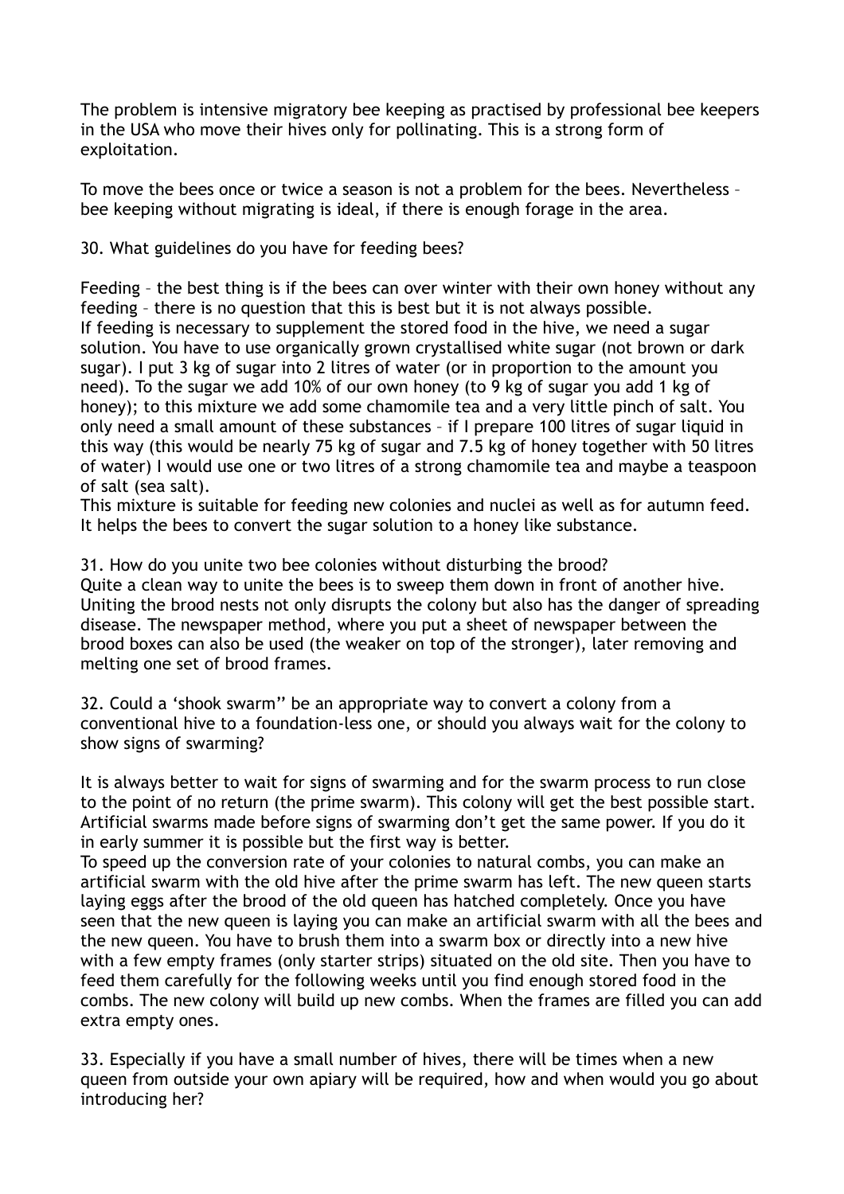The problem is intensive migratory bee keeping as practised by professional bee keepers in the USA who move their hives only for pollinating. This is a strong form of exploitation.

To move the bees once or twice a season is not a problem for the bees. Nevertheless – bee keeping without migrating is ideal, if there is enough forage in the area.

30. What guidelines do you have for feeding bees?

Feeding – the best thing is if the bees can over winter with their own honey without any feeding – there is no question that this is best but it is not always possible.
If feeding is necessary to supplement the stored food in the hive, we need a sugar solution. You have to use organically grown crystallised white sugar (not brown or dark sugar). I put 3 kg of sugar into 2 litres of water (or in proportion to the amount you need). To the sugar we add 10% of our own honey (to 9 kg of sugar you add 1 kg of honey); to this mixture we add some chamomile tea and a very little pinch of salt. You only need a small amount of these substances – if I prepare 100 litres of sugar liquid in this way (this would be nearly 75 kg of sugar and 7.5 kg of honey together with 50 litres of water) I would use one or two litres of a strong chamomile tea and maybe a teaspoon of salt (sea salt).
This mixture is suitable for feeding new colonies and nuclei as well as for autumn feed. It helps the bees to convert the sugar solution to a honey like substance.

31. How do you unite two bee colonies without disturbing the brood?
Quite a clean way to unite the bees is to sweep them down in front of another hive. Uniting the brood nests not only disrupts the colony but also has the danger of spreading disease. The newspaper method, where you put a sheet of newspaper between the brood boxes can also be used (the weaker on top of the stronger), later removing and melting one set of brood frames.

32. Could a 'shook swarm'' be an appropriate way to convert a colony from a conventional hive to a foundation-less one, or should you always wait for the colony to show signs of swarming?

It is always better to wait for signs of swarming and for the swarm process to run close to the point of no return (the prime swarm). This colony will get the best possible start. Artificial swarms made before signs of swarming don't get the same power. If you do it in early summer it is possible but the first way is better.
To speed up the conversion rate of your colonies to natural combs, you can make an artificial swarm with the old hive after the prime swarm has left. The new queen starts laying eggs after the brood of the old queen has hatched completely. Once you have seen that the new queen is laying you can make an artificial swarm with all the bees and the new queen. You have to brush them into a swarm box or directly into a new hive with a few empty frames (only starter strips) situated on the old site. Then you have to feed them carefully for the following weeks until you find enough stored food in the combs. The new colony will build up new combs. When the frames are filled you can add extra empty ones.

33. Especially if you have a small number of hives, there will be times when a new queen from outside your own apiary will be required, how and when would you go about introducing her?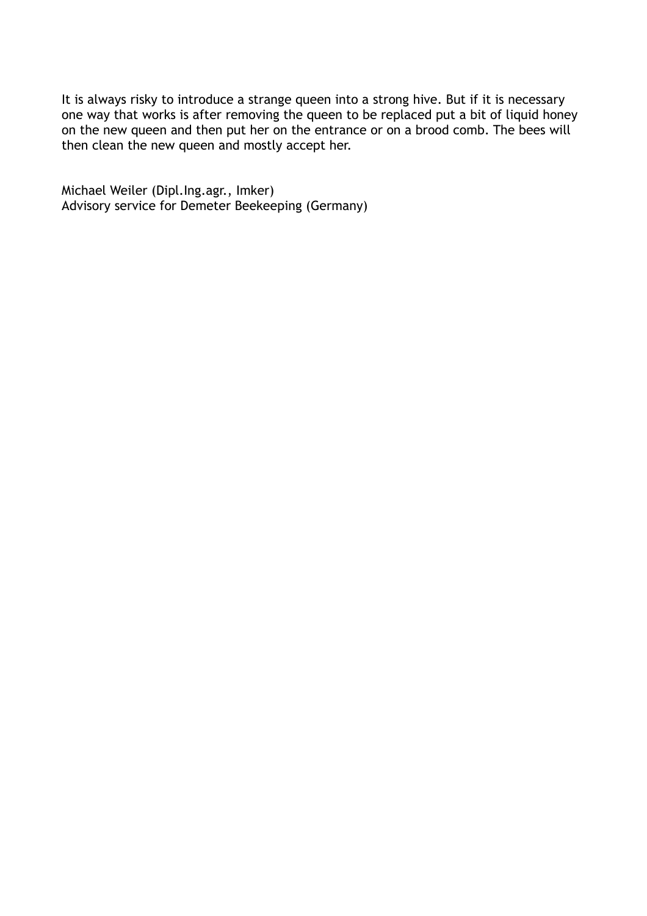It is always risky to introduce a strange queen into a strong hive. But if it is necessary one way that works is after removing the queen to be replaced put a bit of liquid honey on the new queen and then put her on the entrance or on a brood comb. The bees will then clean the new queen and mostly accept her.

Michael Weiler (Dipl.Ing.agr., Imker)
Advisory service for Demeter Beekeeping (Germany)